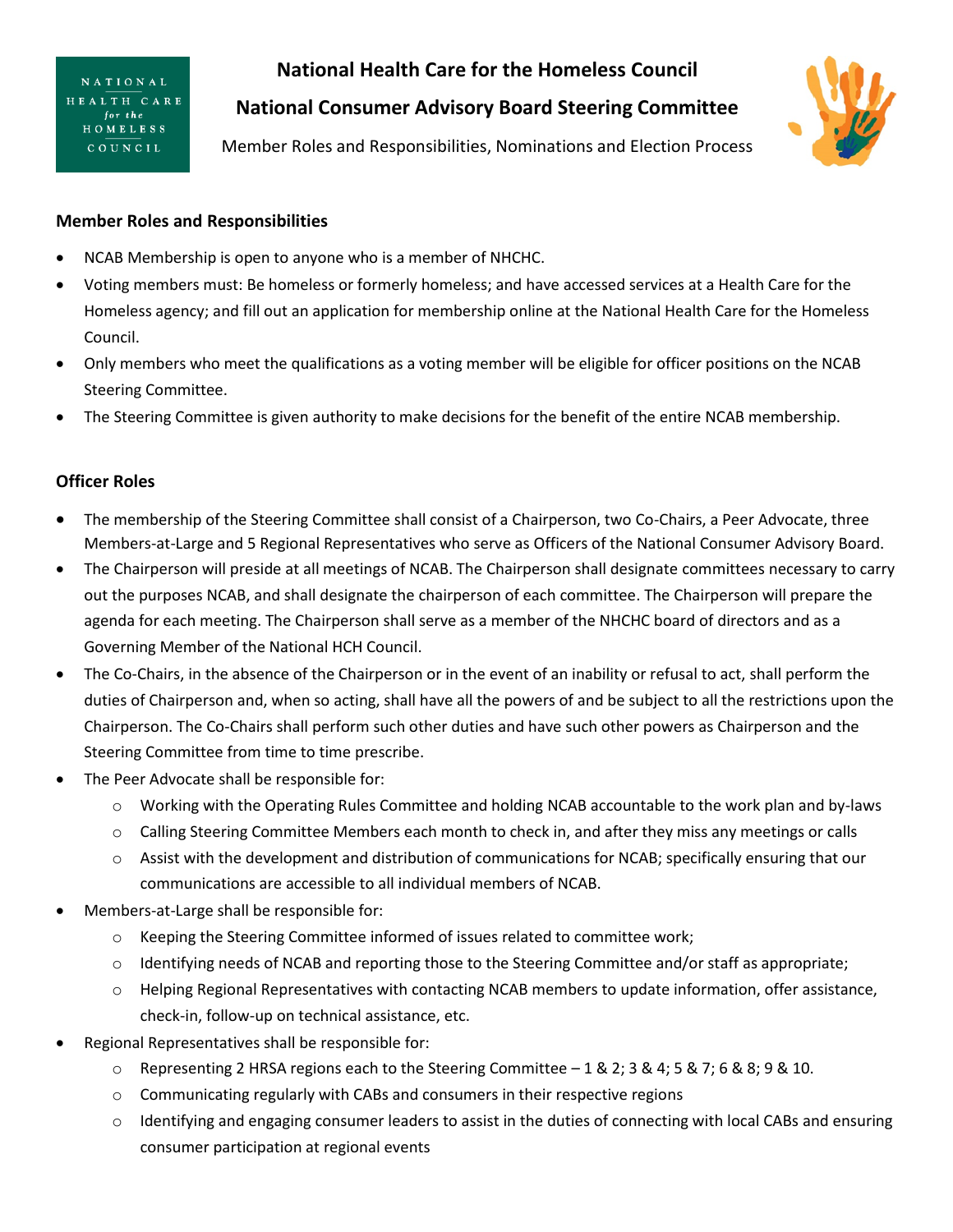# National Health Care for the Homeless Council

## National Consumer Advisory Board Steering Committee

Member Roles and Responsibilities, Nominations and Election Process

### Member Roles and Responsibilities

- NCAB Membership is open to anyone who is a member of NHCHC.
- Voting members must: Be homeless or formerly homeless; and have accessed services at a Health Care for the Homeless agency; and fill out an application for membership online at the National Health Care for the Homeless Council.
- Only members who meet the qualifications as a voting member will be eligible for officer positions on the NCAB Steering Committee.
- The Steering Committee is given authority to make decisions for the benefit of the entire NCAB membership.

### Officer Roles

- The membership of the Steering Committee shall consist of a Chairperson, two Co-Chairs, a Peer Advocate, three Members-at-Large and 5 Regional Representatives who serve as Officers of the National Consumer Advisory Board.
- The Chairperson will preside at all meetings of NCAB. The Chairperson shall designate committees necessary to carry out the purposes NCAB, and shall designate the chairperson of each committee. The Chairperson will prepare the agenda for each meeting. The Chairperson shall serve as a member of the NHCHC board of directors and as a Governing Member of the National HCH Council.
- The Co-Chairs, in the absence of the Chairperson or in the event of an inability or refusal to act, shall perform the duties of Chairperson and, when so acting, shall have all the powers of and be subject to all the restrictions upon the Chairperson. The Co-Chairs shall perform such other duties and have such other powers as Chairperson and the Steering Committee from time to time prescribe.
- The Peer Advocate shall be responsible for:
  - Working with the Operating Rules Committee and holding NCAB accountable to the work plan and by-laws
  - Calling Steering Committee Members each month to check in, and after they miss any meetings or calls
  - Assist with the development and distribution of communications for NCAB; specifically ensuring that our communications are accessible to all individual members of NCAB.
- Members-at-Large shall be responsible for:
  - Keeping the Steering Committee informed of issues related to committee work;
  - Identifying needs of NCAB and reporting those to the Steering Committee and/or staff as appropriate;
  - Helping Regional Representatives with contacting NCAB members to update information, offer assistance, check-in, follow-up on technical assistance, etc.
- Regional Representatives shall be responsible for:
  - Representing 2 HRSA regions each to the Steering Committee – 1 & 2; 3 & 4; 5 & 7; 6 & 8; 9 & 10.
  - Communicating regularly with CABs and consumers in their respective regions
  - Identifying and engaging consumer leaders to assist in the duties of connecting with local CABs and ensuring consumer participation at regional events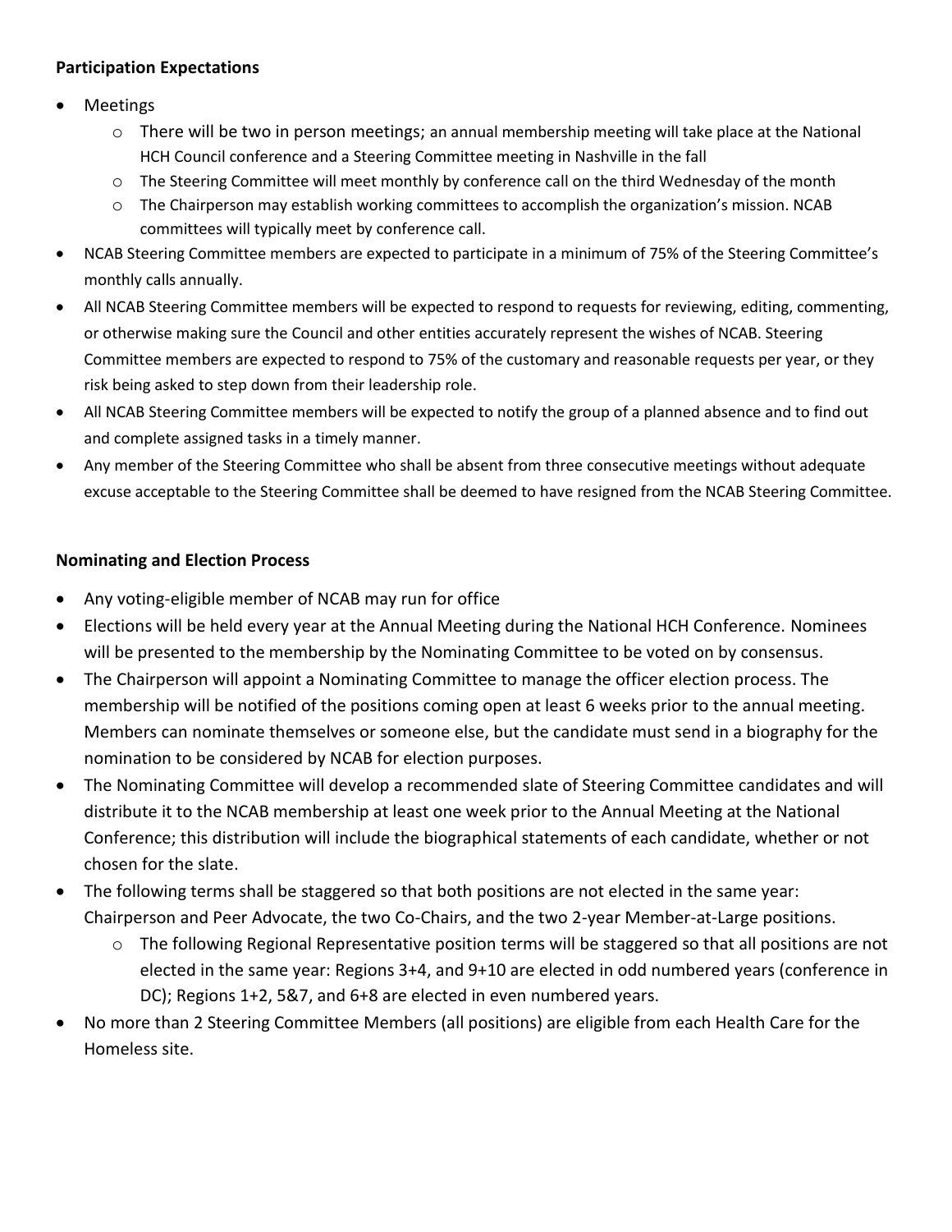**Participation Expectations**

- Meetings
  - There will be two in person meetings; an annual membership meeting will take place at the National HCH Council conference and a Steering Committee meeting in Nashville in the fall
  - The Steering Committee will meet monthly by conference call on the third Wednesday of the month
  - The Chairperson may establish working committees to accomplish the organization's mission. NCAB committees will typically meet by conference call.
- NCAB Steering Committee members are expected to participate in a minimum of 75% of the Steering Committee's monthly calls annually.
- All NCAB Steering Committee members will be expected to respond to requests for reviewing, editing, commenting, or otherwise making sure the Council and other entities accurately represent the wishes of NCAB. Steering Committee members are expected to respond to 75% of the customary and reasonable requests per year, or they risk being asked to step down from their leadership role.
- All NCAB Steering Committee members will be expected to notify the group of a planned absence and to find out and complete assigned tasks in a timely manner.
- Any member of the Steering Committee who shall be absent from three consecutive meetings without adequate excuse acceptable to the Steering Committee shall be deemed to have resigned from the NCAB Steering Committee.

**Nominating and Election Process**

- Any voting-eligible member of NCAB may run for office
- Elections will be held every year at the Annual Meeting during the National HCH Conference. Nominees will be presented to the membership by the Nominating Committee to be voted on by consensus.
- The Chairperson will appoint a Nominating Committee to manage the officer election process. The membership will be notified of the positions coming open at least 6 weeks prior to the annual meeting. Members can nominate themselves or someone else, but the candidate must send in a biography for the nomination to be considered by NCAB for election purposes.
- The Nominating Committee will develop a recommended slate of Steering Committee candidates and will distribute it to the NCAB membership at least one week prior to the Annual Meeting at the National Conference; this distribution will include the biographical statements of each candidate, whether or not chosen for the slate.
- The following terms shall be staggered so that both positions are not elected in the same year: Chairperson and Peer Advocate, the two Co-Chairs, and the two 2-year Member-at-Large positions.
  - The following Regional Representative position terms will be staggered so that all positions are not elected in the same year: Regions 3+4, and 9+10 are elected in odd numbered years (conference in DC); Regions 1+2, 5&7, and 6+8 are elected in even numbered years.
- No more than 2 Steering Committee Members (all positions) are eligible from each Health Care for the Homeless site.